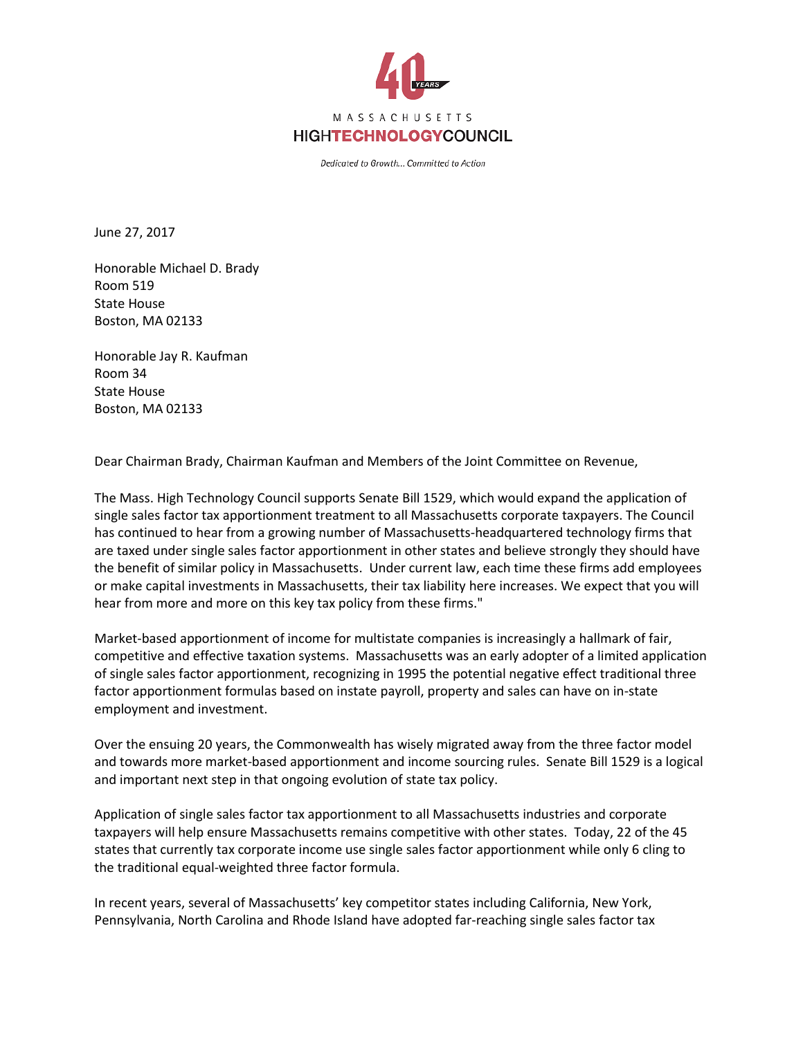MASSACHUSETTS

HIGHTECHNOLOGYCOUNCIL

*Dedicated to Growth... Committed to Action*

June 27, 2017

Honorable Michael D. Brady
Room 519
State House
Boston, MA 02133

Honorable Jay R. Kaufman
Room 34
State House
Boston, MA 02133

Dear Chairman Brady, Chairman Kaufman and Members of the Joint Committee on Revenue,

The Mass. High Technology Council supports Senate Bill 1529, which would expand the application of single sales factor tax apportionment treatment to all Massachusetts corporate taxpayers. The Council has continued to hear from a growing number of Massachusetts-headquartered technology firms that are taxed under single sales factor apportionment in other states and believe strongly they should have the benefit of similar policy in Massachusetts. Under current law, each time these firms add employees or make capital investments in Massachusetts, their tax liability here increases. We expect that you will hear from more and more on this key tax policy from these firms."

Market-based apportionment of income for multistate companies is increasingly a hallmark of fair, competitive and effective taxation systems. Massachusetts was an early adopter of a limited application of single sales factor apportionment, recognizing in 1995 the potential negative effect traditional three factor apportionment formulas based on instate payroll, property and sales can have on in-state employment and investment.

Over the ensuing 20 years, the Commonwealth has wisely migrated away from the three factor model and towards more market-based apportionment and income sourcing rules. Senate Bill 1529 is a logical and important next step in that ongoing evolution of state tax policy.

Application of single sales factor tax apportionment to all Massachusetts industries and corporate taxpayers will help ensure Massachusetts remains competitive with other states. Today, 22 of the 45 states that currently tax corporate income use single sales factor apportionment while only 6 cling to the traditional equal-weighted three factor formula.

In recent years, several of Massachusetts' key competitor states including California, New York, Pennsylvania, North Carolina and Rhode Island have adopted far-reaching single sales factor tax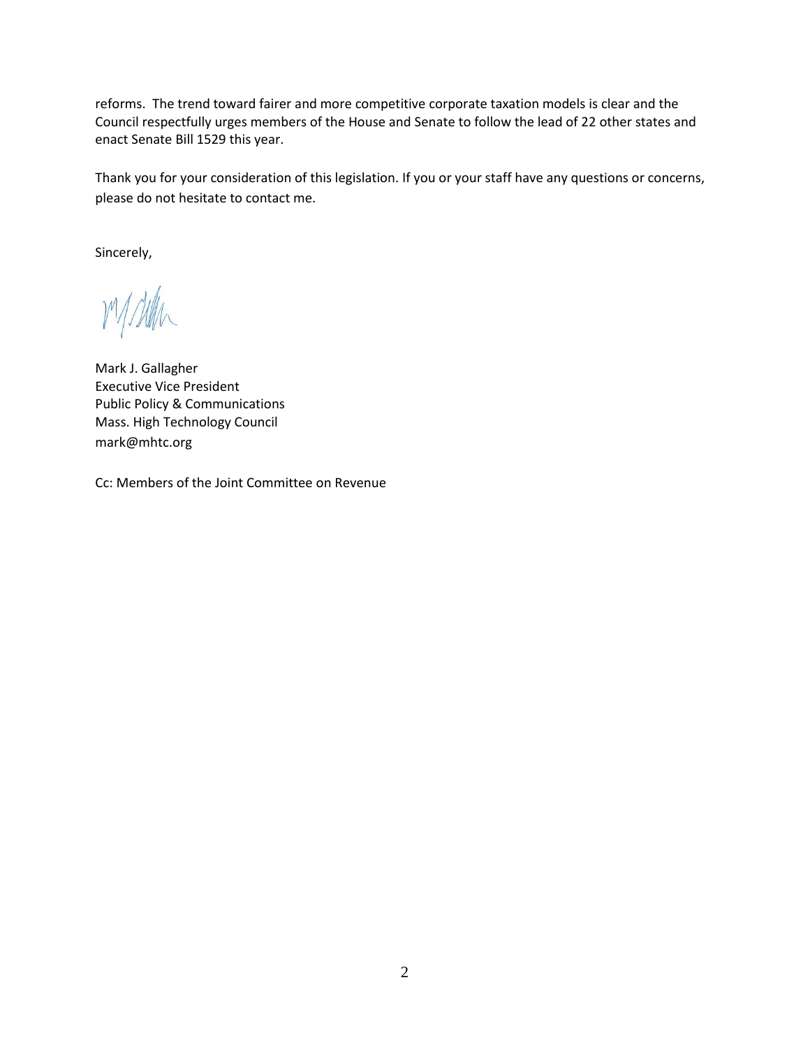reforms. The trend toward fairer and more competitive corporate taxation models is clear and the Council respectfully urges members of the House and Senate to follow the lead of 22 other states and enact Senate Bill 1529 this year.

Thank you for your consideration of this legislation. If you or your staff have any questions or concerns, please do not hesitate to contact me.

Sincerely,

Mark J. Gallagher
Executive Vice President
Public Policy & Communications
Mass. High Technology Council
mark@mhtc.org

Cc: Members of the Joint Committee on Revenue